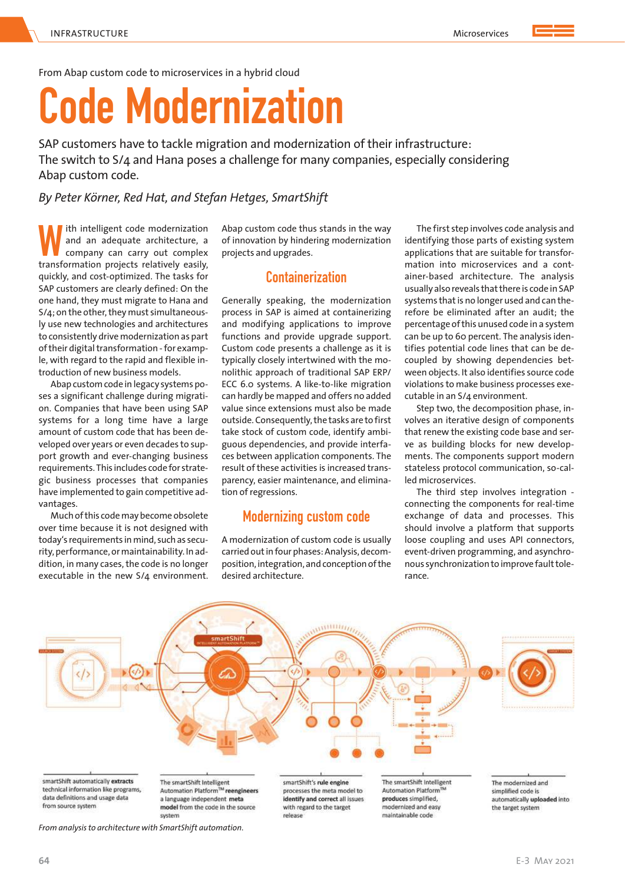From Abap custom code to microservices in a hybrid cloud

# Code Modernization

SAP customers have to tackle migration and modernization of their infrastructure: The switch to S/4 and Hana poses a challenge for many companies, especially considering Abap custom code.

*By Peter Körner, Red Hat, and Stefan Hetges, SmartShift*

With intelligent code modernization and an adequate architecture, a company can carry out complex transformation projects relatively easily, quickly, and cost-optimized. The tasks for SAP customers are clearly defined: On the one hand, they must migrate to Hana and S/4; on the other, they must simultaneously use new technologies and architectures to consistently drive modernization as part of their digital transformation - for example, with regard to the rapid and flexible introduction of new business models.

Abap custom code in legacy systems poses a significant challenge during migration. Companies that have been using SAP systems for a long time have a large amount of custom code that has been developed over years or even decades to support growth and ever-changing business requirements. This includes code for strategic business processes that companies have implemented to gain competitive advantages.

Much of this code may become obsolete over time because it is not designed with today's requirements in mind, such as security, performance, or maintainability. In addition, in many cases, the code is no longer executable in the new S/4 environment. Abap custom code thus stands in the way of innovation by hindering modernization projects and upgrades.

## Containerization

Generally speaking, the modernization process in SAP is aimed at containerizing and modifying applications to improve functions and provide upgrade support. Custom code presents a challenge as it is typically closely intertwined with the monolithic approach of traditional SAP ERP/ECC 6.0 systems. A like-to-like migration can hardly be mapped and offers no added value since extensions must also be made outside. Consequently, the tasks are to first take stock of custom code, identify ambiguous dependencies, and provide interfaces between application components. The result of these activities is increased transparency, easier maintenance, and elimination of regressions.

## Modernizing custom code

A modernization of custom code is usually carried out in four phases: Analysis, decomposition, integration, and conception of the desired architecture.

The first step involves code analysis and identifying those parts of existing system applications that are suitable for transformation into microservices and a container-based architecture. The analysis usually also reveals that there is code in SAP systems that is no longer used and can therefore be eliminated after an audit; the percentage of this unused code in a system can be up to 60 percent. The analysis identifies potential code lines that can be decoupled by showing dependencies between objects. It also identifies source code violations to make business processes executable in an S/4 environment.

Step two, the decomposition phase, involves an iterative design of components that renew the existing code base and serve as building blocks for new developments. The components support modern stateless protocol communication, so-called microservices.

The third step involves integration - connecting the components for real-time exchange of data and processes. This should involve a platform that supports loose coupling and uses API connectors, event-driven programming, and asynchronous synchronization to improve fault tolerance.

smartShift automatically **extracts** technical information like programs, data definitions and usage data from source system

The smartShift Intelligent Automation Platform™ **reengineers** a language independent **meta model** from the code in the source system

smartShift's **rule engine** processes the meta model to **identify and correct** all issues with regard to the target release

The smartShift Intelligent Automation Platform™ **produces** simplified, modernized and easy maintainable code

The modernized and simplified code is automatically **uploaded** into the target system

*From analysis to architecture with SmartShift automation.*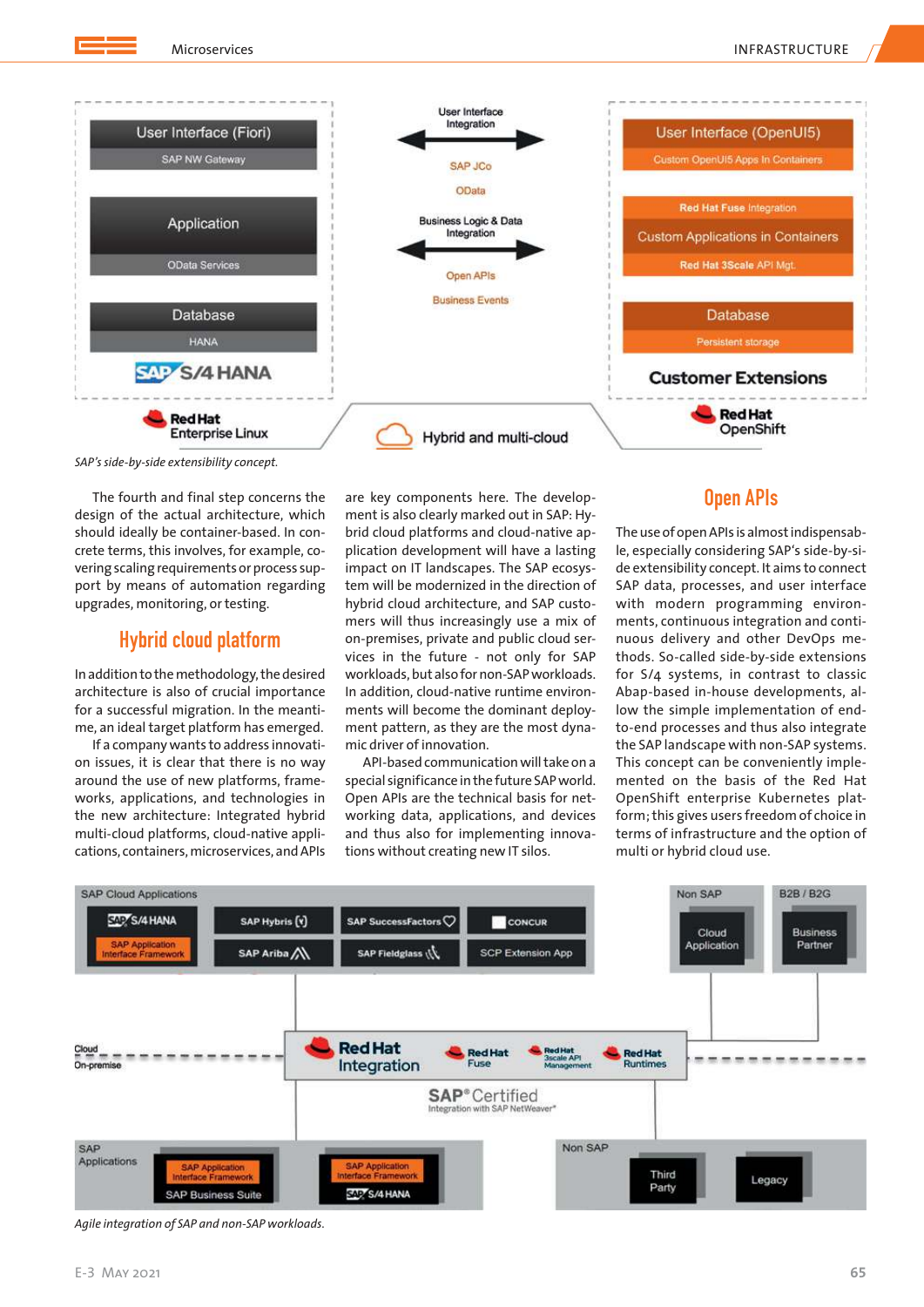*SAP's side-by-side extensibility concept.*

The fourth and final step concerns the design of the actual architecture, which should ideally be container-based. In concrete terms, this involves, for example, covering scaling requirements or process support by means of automation regarding upgrades, monitoring, or testing.

## Hybrid cloud platform

In addition to the methodology, the desired architecture is also of crucial importance for a successful migration. In the meantime, an ideal target platform has emerged.

If a company wants to address innovation issues, it is clear that there is no way around the use of new platforms, frameworks, applications, and technologies in the new architecture: Integrated hybrid multi-cloud platforms, cloud-native applications, containers, microservices, and APIs are key components here. The development is also clearly marked out in SAP: Hybrid cloud platforms and cloud-native application development will have a lasting impact on IT landscapes. The SAP ecosystem will be modernized in the direction of hybrid cloud architecture, and SAP customers will thus increasingly use a mix of on-premises, private and public cloud services in the future - not only for SAP workloads, but also for non-SAP workloads. In addition, cloud-native runtime environments will become the dominant deployment pattern, as they are the most dynamic driver of innovation.

API-based communication will take on a special significance in the future SAP world. Open APIs are the technical basis for networking data, applications, and devices and thus also for implementing innovations without creating new IT silos.

## Open APIs

The use of open APIs is almost indispensable, especially considering SAP's side-by-side extensibility concept. It aims to connect SAP data, processes, and user interface with modern programming environments, continuous integration and continuous delivery and other DevOps methods. So-called side-by-side extensions for S/4 systems, in contrast to classic Abap-based in-house developments, allow the simple implementation of end-to-end processes and thus also integrate the SAP landscape with non-SAP systems. This concept can be conveniently implemented on the basis of the Red Hat OpenShift enterprise Kubernetes platform; this gives users freedom of choice in terms of infrastructure and the option of multi or hybrid cloud use.

*Agile integration of SAP and non-SAP workloads.*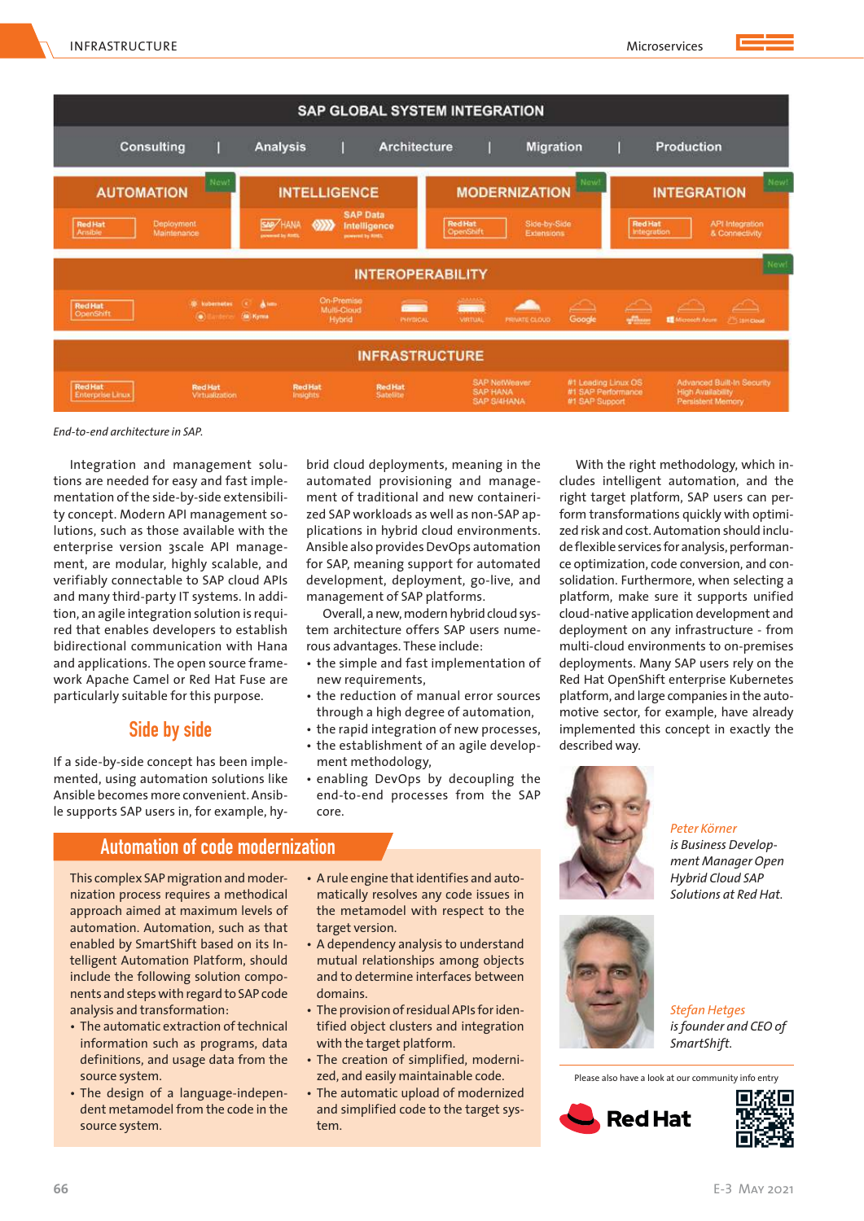SAP GLOBAL SYSTEM INTEGRATION

Consulting | Analysis | Architecture | Migration | Production

AUTOMATION New! Red Hat Ansible Deployment Maintenance

INTELLIGENCE SAP HANA SAP Data Intelligence

MODERNIZATION New! Red Hat OpenShift Side-by-Side Extensions

INTEGRATION New! Red Hat Integration API Integration & Connectivity

INTEROPERABILITY New! Red Hat OpenShift kubernetes Kyma On-Premise Multi-Cloud Hybrid PHYSICAL VIRTUAL PRIVATE CLOUD Google Microsoft Azure IBM Cloud

INFRASTRUCTURE Red Hat Enterprise Linux Red Hat Virtualization Red Hat Insights Red Hat Satellite SAP NetWeaver SAP HANA SAP S/4HANA #1 Leading Linux OS #1 SAP Performance #1 SAP Support Advanced Built-In Security High Availability Persistent Memory

*End-to-end architecture in SAP.*

Integration and management solutions are needed for easy and fast implementation of the side-by-side extensibility concept. Modern API management solutions, such as those available with the enterprise version 3scale API management, are modular, highly scalable, and verifiably connectable to SAP cloud APIs and many third-party IT systems. In addition, an agile integration solution is required that enables developers to establish bidirectional communication with Hana and applications. The open source framework Apache Camel or Red Hat Fuse are particularly suitable for this purpose.

## Side by side

If a side-by-side concept has been implemented, using automation solutions like Ansible becomes more convenient. Ansible supports SAP users in, for example, hybrid cloud deployments, meaning in the automated provisioning and management of traditional and new containerized SAP workloads as well as non-SAP applications in hybrid cloud environments. Ansible also provides DevOps automation for SAP, meaning support for automated development, deployment, go-live, and management of SAP platforms.

Overall, a new, modern hybrid cloud system architecture offers SAP users numerous advantages. These include:

- the simple and fast implementation of new requirements,
- the reduction of manual error sources through a high degree of automation,
- the rapid integration of new processes,
- the establishment of an agile development methodology,
- enabling DevOps by decoupling the end-to-end processes from the SAP core.

With the right methodology, which includes intelligent automation, and the right target platform, SAP users can perform transformations quickly with optimized risk and cost. Automation should include flexible services for analysis, performance optimization, code conversion, and consolidation. Furthermore, when selecting a platform, make sure it supports unified cloud-native application development and deployment on any infrastructure - from multi-cloud environments to on-premises deployments. Many SAP users rely on the Red Hat OpenShift enterprise Kubernetes platform, and large companies in the automotive sector, for example, have already implemented this concept in exactly the described way.

## Automation of code modernization

This complex SAP migration and modernization process requires a methodical approach aimed at maximum levels of automation. Automation, such as that enabled by SmartShift based on its Intelligent Automation Platform, should include the following solution components and steps with regard to SAP code analysis and transformation:

- The automatic extraction of technical information such as programs, data definitions, and usage data from the source system.
- The design of a language-independent metamodel from the code in the source system.
- A rule engine that identifies and automatically resolves any code issues in the metamodel with respect to the target version.
- A dependency analysis to understand mutual relationships among objects and to determine interfaces between domains.
- The provision of residual APIs for identified object clusters and integration with the target platform.
- The creation of simplified, modernized, and easily maintainable code.
- The automatic upload of modernized and simplified code to the target system.

*Peter Körner is Business Development Manager Open Hybrid Cloud SAP Solutions at Red Hat.*

*Stefan Hetges is founder and CEO of SmartShift.*

Please also have a look at our community info entry

Red Hat